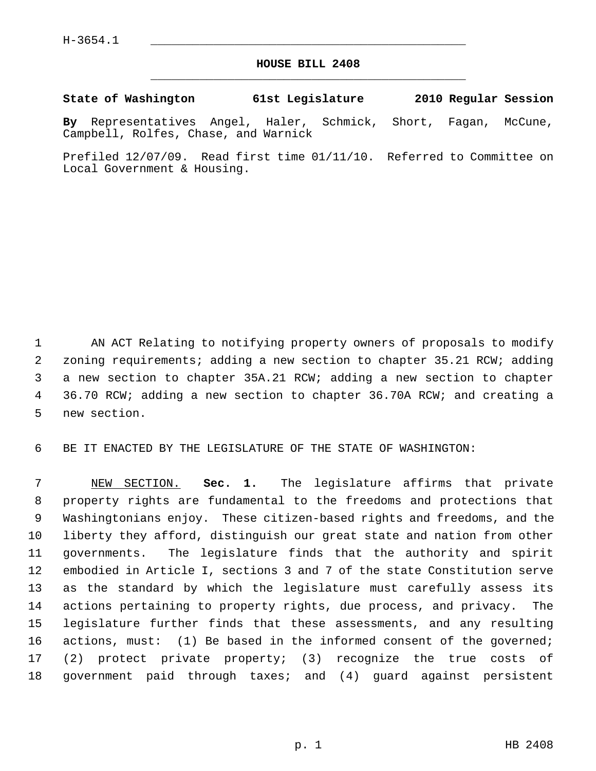H-3654.1

## HOUSE BILL 2408

**State of Washington 61st Legislature 2010 Regular Session**

**By** Representatives Angel, Haler, Schmick, Short, Fagan, McCune, Campbell, Rolfes, Chase, and Warnick

Prefiled 12/07/09. Read first time 01/11/10. Referred to Committee on Local Government & Housing.

AN ACT Relating to notifying property owners of proposals to modify zoning requirements; adding a new section to chapter 35.21 RCW; adding a new section to chapter 35A.21 RCW; adding a new section to chapter 36.70 RCW; adding a new section to chapter 36.70A RCW; and creating a new section.

BE IT ENACTED BY THE LEGISLATURE OF THE STATE OF WASHINGTON:

NEW SECTION. **Sec. 1.** The legislature affirms that private property rights are fundamental to the freedoms and protections that Washingtonians enjoy. These citizen-based rights and freedoms, and the liberty they afford, distinguish our great state and nation from other governments. The legislature finds that the authority and spirit embodied in Article I, sections 3 and 7 of the state Constitution serve as the standard by which the legislature must carefully assess its actions pertaining to property rights, due process, and privacy. The legislature further finds that these assessments, and any resulting actions, must: (1) Be based in the informed consent of the governed; (2) protect private property; (3) recognize the true costs of government paid through taxes; and (4) guard against persistent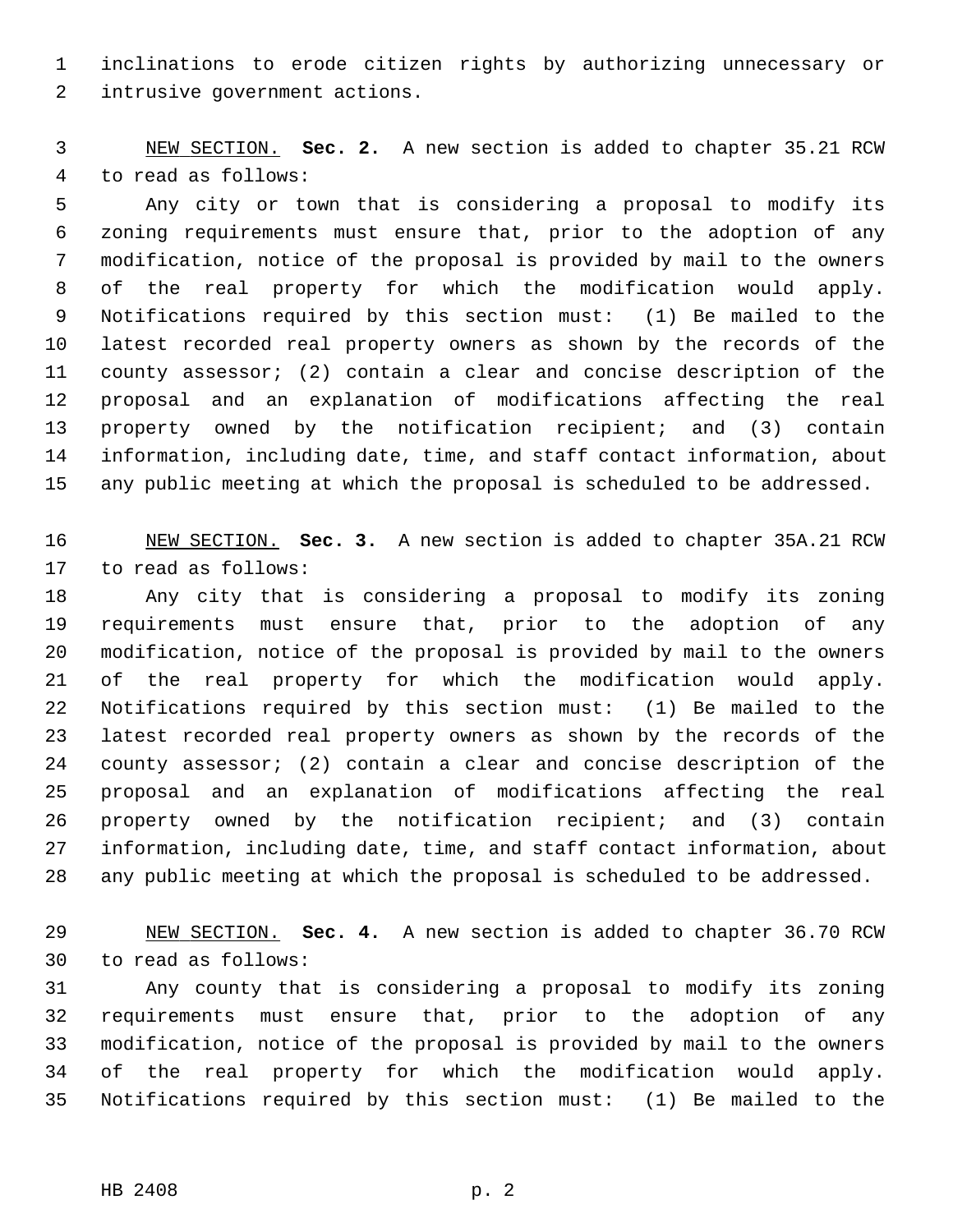inclinations to erode citizen rights by authorizing unnecessary or intrusive government actions.

NEW SECTION. **Sec. 2.** A new section is added to chapter 35.21 RCW to read as follows:

Any city or town that is considering a proposal to modify its zoning requirements must ensure that, prior to the adoption of any modification, notice of the proposal is provided by mail to the owners of the real property for which the modification would apply. Notifications required by this section must: (1) Be mailed to the latest recorded real property owners as shown by the records of the county assessor; (2) contain a clear and concise description of the proposal and an explanation of modifications affecting the real property owned by the notification recipient; and (3) contain information, including date, time, and staff contact information, about any public meeting at which the proposal is scheduled to be addressed.

NEW SECTION. **Sec. 3.** A new section is added to chapter 35A.21 RCW to read as follows:

Any city that is considering a proposal to modify its zoning requirements must ensure that, prior to the adoption of any modification, notice of the proposal is provided by mail to the owners of the real property for which the modification would apply. Notifications required by this section must: (1) Be mailed to the latest recorded real property owners as shown by the records of the county assessor; (2) contain a clear and concise description of the proposal and an explanation of modifications affecting the real property owned by the notification recipient; and (3) contain information, including date, time, and staff contact information, about any public meeting at which the proposal is scheduled to be addressed.

NEW SECTION. **Sec. 4.** A new section is added to chapter 36.70 RCW to read as follows:

Any county that is considering a proposal to modify its zoning requirements must ensure that, prior to the adoption of any modification, notice of the proposal is provided by mail to the owners of the real property for which the modification would apply. Notifications required by this section must: (1) Be mailed to the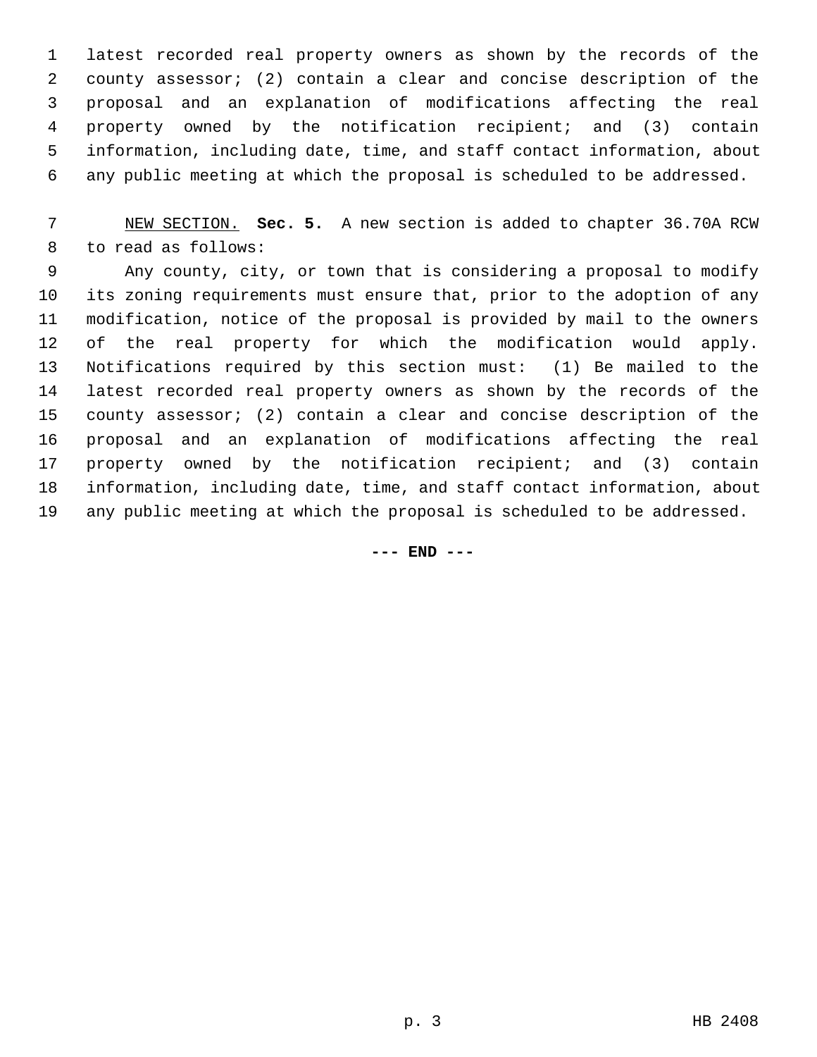latest recorded real property owners as shown by the records of the county assessor; (2) contain a clear and concise description of the proposal and an explanation of modifications affecting the real property owned by the notification recipient; and (3) contain information, including date, time, and staff contact information, about any public meeting at which the proposal is scheduled to be addressed.

NEW SECTION. **Sec. 5.** A new section is added to chapter 36.70A RCW to read as follows:

Any county, city, or town that is considering a proposal to modify its zoning requirements must ensure that, prior to the adoption of any modification, notice of the proposal is provided by mail to the owners of the real property for which the modification would apply. Notifications required by this section must: (1) Be mailed to the latest recorded real property owners as shown by the records of the county assessor; (2) contain a clear and concise description of the proposal and an explanation of modifications affecting the real property owned by the notification recipient; and (3) contain information, including date, time, and staff contact information, about any public meeting at which the proposal is scheduled to be addressed.

**--- END ---**